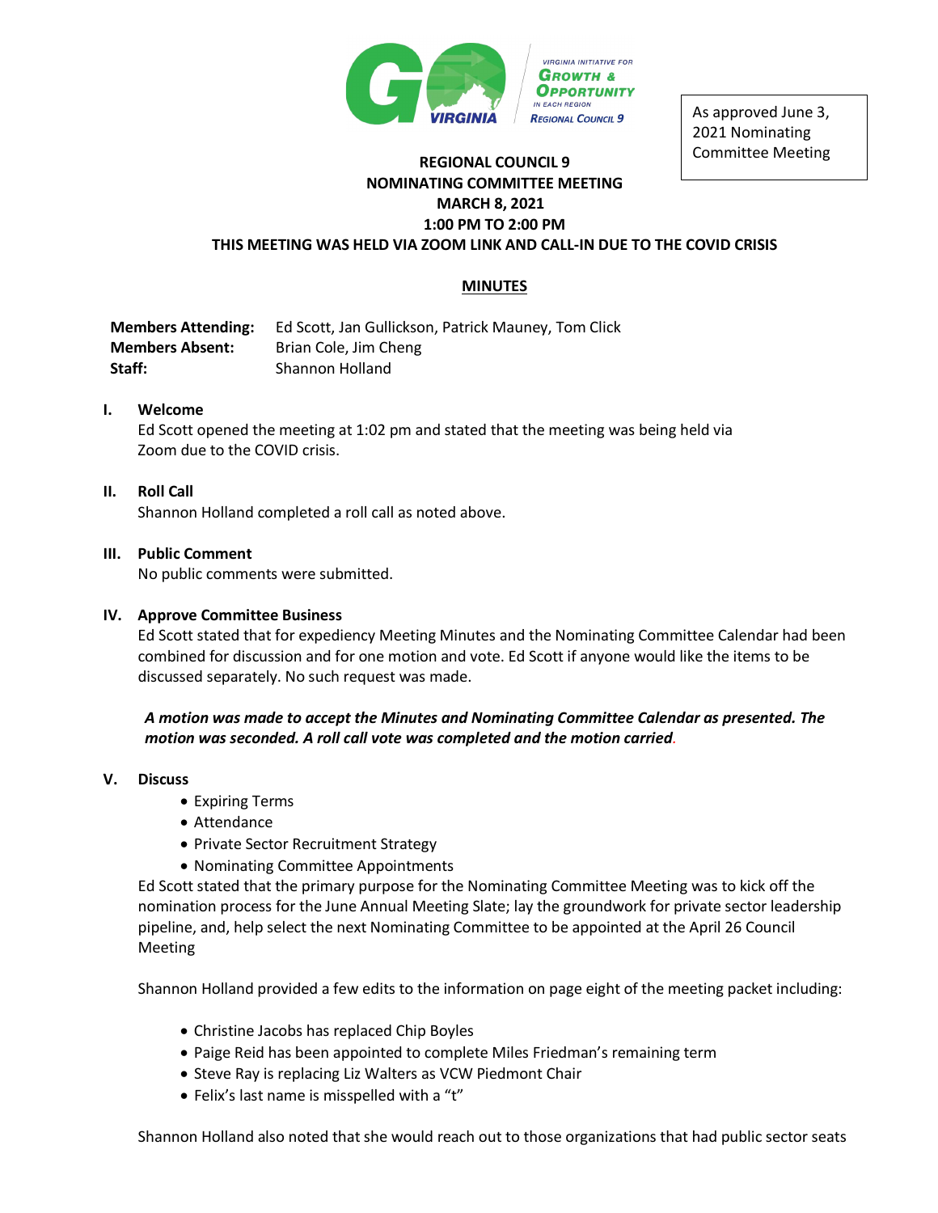As approved June 3, 2021 Nominating Committee Meeting

**REGIONAL COUNCIL 9**
**NOMINATING COMMITTEE MEETING**
**MARCH 8, 2021**
**1:00 PM TO 2:00 PM**
**THIS MEETING WAS HELD VIA ZOOM LINK AND CALL-IN DUE TO THE COVID CRISIS**

## MINUTES

| | |
|---|---|
| **Members Attending:** | Ed Scott, Jan Gullickson, Patrick Mauney, Tom Click |
| **Members Absent:** | Brian Cole, Jim Cheng |
| **Staff:** | Shannon Holland |

**I. Welcome**

Ed Scott opened the meeting at 1:02 pm and stated that the meeting was being held via Zoom due to the COVID crisis.

**II. Roll Call**

Shannon Holland completed a roll call as noted above.

**III. Public Comment**

No public comments were submitted.

**IV. Approve Committee Business**

Ed Scott stated that for expediency Meeting Minutes and the Nominating Committee Calendar had been combined for discussion and for one motion and vote. Ed Scott if anyone would like the items to be discussed separately. No such request was made.

***A motion was made to accept the Minutes and Nominating Committee Calendar as presented. The motion was seconded. A roll call vote was completed and the motion carried.***

**V. Discuss**

- Expiring Terms
- Attendance
- Private Sector Recruitment Strategy
- Nominating Committee Appointments

Ed Scott stated that the primary purpose for the Nominating Committee Meeting was to kick off the nomination process for the June Annual Meeting Slate; lay the groundwork for private sector leadership pipeline, and, help select the next Nominating Committee to be appointed at the April 26 Council Meeting

Shannon Holland provided a few edits to the information on page eight of the meeting packet including:

- Christine Jacobs has replaced Chip Boyles
- Paige Reid has been appointed to complete Miles Friedman's remaining term
- Steve Ray is replacing Liz Walters as VCW Piedmont Chair
- Felix's last name is misspelled with a "t"

Shannon Holland also noted that she would reach out to those organizations that had public sector seats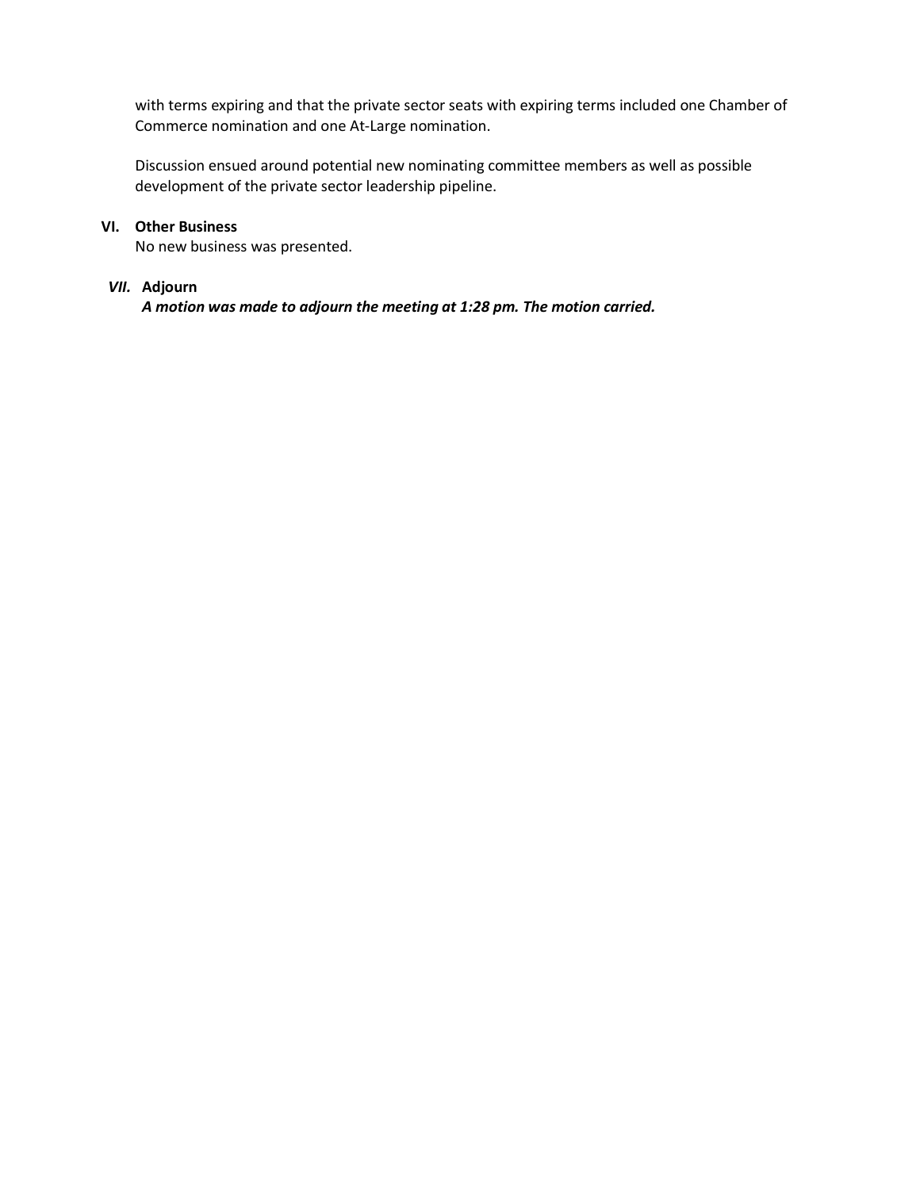with terms expiring and that the private sector seats with expiring terms included one Chamber of Commerce nomination and one At-Large nomination.

Discussion ensued around potential new nominating committee members as well as possible development of the private sector leadership pipeline.

**VI. Other Business**

No new business was presented.

***VII.* Adjourn**

***A motion was made to adjourn the meeting at 1:28 pm. The motion carried.***